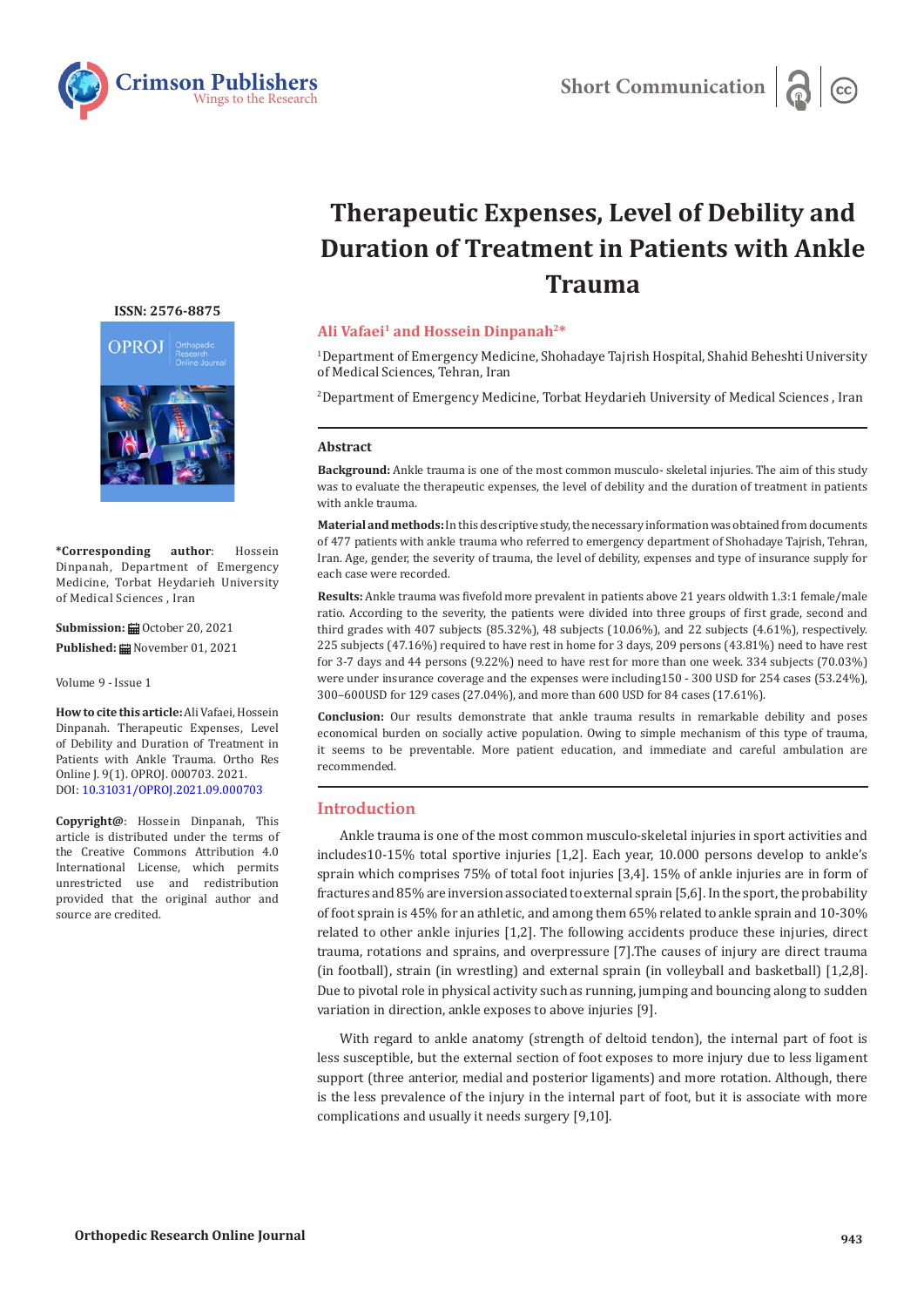Short Communication

# Therapeutic Expenses, Level of Debility and Duration of Treatment in Patients with Ankle Trauma

**Ali Vafaei[1] and Hossein Dinpanah[2]***

[1]Department of Emergency Medicine, Shohadaye Tajrish Hospital, Shahid Beheshti University of Medical Sciences, Tehran, Iran

[2]Department of Emergency Medicine, Torbat Heydarieh University of Medical Sciences , Iran

ISSN: 2576-8875

**\*Corresponding author**: Hossein Dinpanah, Department of Emergency Medicine, Torbat Heydarieh University of Medical Sciences , Iran

**Submission:** October 20, 2021

**Published:** November 01, 2021

Volume 9 - Issue 1

**How to cite this article:** Ali Vafaei, Hossein Dinpanah. Therapeutic Expenses, Level of Debility and Duration of Treatment in Patients with Ankle Trauma. Ortho Res Online J. 9(1). OPROJ. 000703. 2021. DOI: 10.31031/OPROJ.2021.09.000703

**Copyright@**: Hossein Dinpanah, This article is distributed under the terms of the Creative Commons Attribution 4.0 International License, which permits unrestricted use and redistribution provided that the original author and source are credited.

## Abstract

**Background:** Ankle trauma is one of the most common musculo- skeletal injuries. The aim of this study was to evaluate the therapeutic expenses, the level of debility and the duration of treatment in patients with ankle trauma.

**Material and methods:** In this descriptive study, the necessary information was obtained from documents of 477 patients with ankle trauma who referred to emergency department of Shohadaye Tajrish, Tehran, Iran. Age, gender, the severity of trauma, the level of debility, expenses and type of insurance supply for each case were recorded.

**Results:** Ankle trauma was fivefold more prevalent in patients above 21 years oldwith 1.3:1 female/male ratio. According to the severity, the patients were divided into three groups of first grade, second and third grades with 407 subjects (85.32%), 48 subjects (10.06%), and 22 subjects (4.61%), respectively. 225 subjects (47.16%) required to have rest in home for 3 days, 209 persons (43.81%) need to have rest for 3-7 days and 44 persons (9.22%) need to have rest for more than one week. 334 subjects (70.03%) were under insurance coverage and the expenses were including150 - 300 USD for 254 cases (53.24%), 300–600USD for 129 cases (27.04%), and more than 600 USD for 84 cases (17.61%).

**Conclusion:** Our results demonstrate that ankle trauma results in remarkable debility and poses economical burden on socially active population. Owing to simple mechanism of this type of trauma, it seems to be preventable. More patient education, and immediate and careful ambulation are recommended.

## Introduction

Ankle trauma is one of the most common musculo-skeletal injuries in sport activities and includes10-15% total sportive injuries [1,2]. Each year, 10.000 persons develop to ankle's sprain which comprises 75% of total foot injuries [3,4]. 15% of ankle injuries are in form of fractures and 85% are inversion associated to external sprain [5,6]. In the sport, the probability of foot sprain is 45% for an athletic, and among them 65% related to ankle sprain and 10-30% related to other ankle injuries [1,2]. The following accidents produce these injuries, direct trauma, rotations and sprains, and overpressure [7].The causes of injury are direct trauma (in football), strain (in wrestling) and external sprain (in volleyball and basketball) [1,2,8]. Due to pivotal role in physical activity such as running, jumping and bouncing along to sudden variation in direction, ankle exposes to above injuries [9].

With regard to ankle anatomy (strength of deltoid tendon), the internal part of foot is less susceptible, but the external section of foot exposes to more injury due to less ligament support (three anterior, medial and posterior ligaments) and more rotation. Although, there is the less prevalence of the injury in the internal part of foot, but it is associate with more complications and usually it needs surgery [9,10].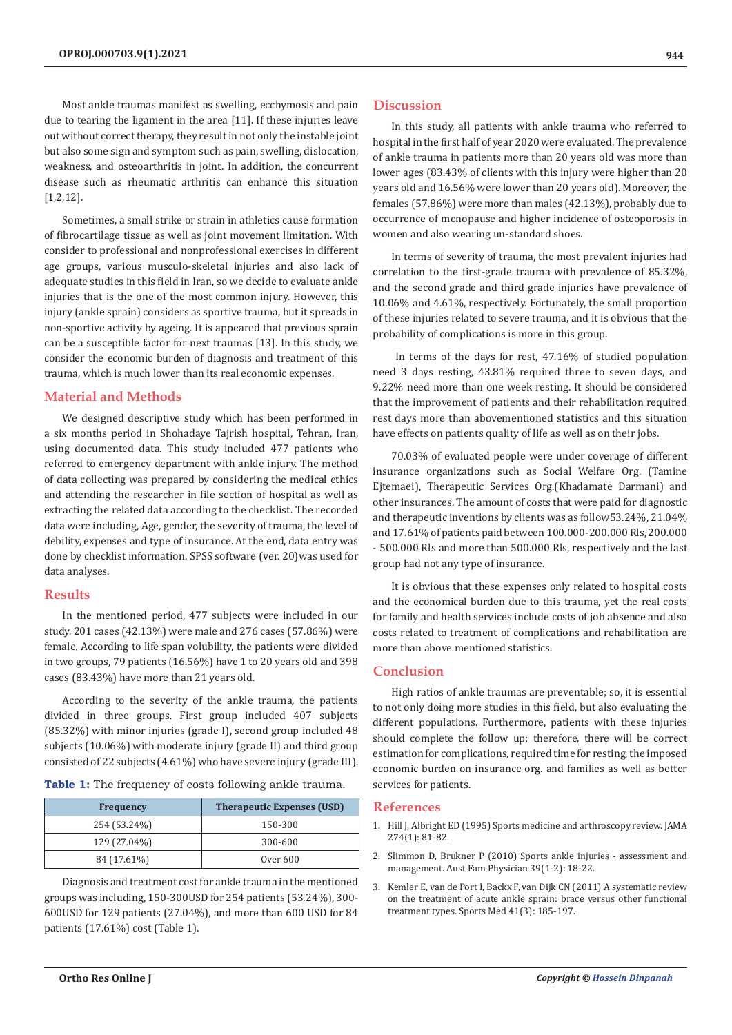Most ankle traumas manifest as swelling, ecchymosis and pain due to tearing the ligament in the area [11]. If these injuries leave out without correct therapy, they result in not only the instable joint but also some sign and symptom such as pain, swelling, dislocation, weakness, and osteoarthritis in joint. In addition, the concurrent disease such as rheumatic arthritis can enhance this situation [1,2,12].

Sometimes, a small strike or strain in athletics cause formation of fibrocartilage tissue as well as joint movement limitation. With consider to professional and nonprofessional exercises in different age groups, various musculo-skeletal injuries and also lack of adequate studies in this field in Iran, so we decide to evaluate ankle injuries that is the one of the most common injury. However, this injury (ankle sprain) considers as sportive trauma, but it spreads in non-sportive activity by ageing. It is appeared that previous sprain can be a susceptible factor for next traumas [13]. In this study, we consider the economic burden of diagnosis and treatment of this trauma, which is much lower than its real economic expenses.

## Material and Methods

We designed descriptive study which has been performed in a six months period in Shohadaye Tajrish hospital, Tehran, Iran, using documented data. This study included 477 patients who referred to emergency department with ankle injury. The method of data collecting was prepared by considering the medical ethics and attending the researcher in file section of hospital as well as extracting the related data according to the checklist. The recorded data were including, Age, gender, the severity of trauma, the level of debility, expenses and type of insurance. At the end, data entry was done by checklist information. SPSS software (ver. 20)was used for data analyses.

## Results

In the mentioned period, 477 subjects were included in our study. 201 cases (42.13%) were male and 276 cases (57.86%) were female. According to life span volubility, the patients were divided in two groups, 79 patients (16.56%) have 1 to 20 years old and 398 cases (83.43%) have more than 21 years old.

According to the severity of the ankle trauma, the patients divided in three groups. First group included 407 subjects (85.32%) with minor injuries (grade I), second group included 48 subjects (10.06%) with moderate injury (grade II) and third group consisted of 22 subjects (4.61%) who have severe injury (grade III).

**Table 1:** The frequency of costs following ankle trauma.

| Frequency | Therapeutic Expenses (USD) |
|---|---|
| 254 (53.24%) | 150-300 |
| 129 (27.04%) | 300-600 |
| 84 (17.61%) | Over 600 |

Diagnosis and treatment cost for ankle trauma in the mentioned groups was including, 150-300USD for 254 patients (53.24%), 300-600USD for 129 patients (27.04%), and more than 600 USD for 84 patients (17.61%) cost (Table 1).

## Discussion

In this study, all patients with ankle trauma who referred to hospital in the first half of year 2020 were evaluated. The prevalence of ankle trauma in patients more than 20 years old was more than lower ages (83.43% of clients with this injury were higher than 20 years old and 16.56% were lower than 20 years old). Moreover, the females (57.86%) were more than males (42.13%), probably due to occurrence of menopause and higher incidence of osteoporosis in women and also wearing un-standard shoes.

In terms of severity of trauma, the most prevalent injuries had correlation to the first-grade trauma with prevalence of 85.32%, and the second grade and third grade injuries have prevalence of 10.06% and 4.61%, respectively. Fortunately, the small proportion of these injuries related to severe trauma, and it is obvious that the probability of complications is more in this group.

In terms of the days for rest, 47.16% of studied population need 3 days resting, 43.81% required three to seven days, and 9.22% need more than one week resting. It should be considered that the improvement of patients and their rehabilitation required rest days more than abovementioned statistics and this situation have effects on patients quality of life as well as on their jobs.

70.03% of evaluated people were under coverage of different insurance organizations such as Social Welfare Org. (Tamine Ejtemaei), Therapeutic Services Org.(Khadamate Darmani) and other insurances. The amount of costs that were paid for diagnostic and therapeutic inventions by clients was as follow53.24%, 21.04% and 17.61% of patients paid between 100.000-200.000 Rls, 200.000 - 500.000 Rls and more than 500.000 Rls, respectively and the last group had not any type of insurance.

It is obvious that these expenses only related to hospital costs and the economical burden due to this trauma, yet the real costs for family and health services include costs of job absence and also costs related to treatment of complications and rehabilitation are more than above mentioned statistics.

## Conclusion

High ratios of ankle traumas are preventable; so, it is essential to not only doing more studies in this field, but also evaluating the different populations. Furthermore, patients with these injuries should complete the follow up; therefore, there will be correct estimation for complications, required time for resting, the imposed economic burden on insurance org. and families as well as better services for patients.

## References

1. Hill J, Albright ED (1995) Sports medicine and arthroscopy review. JAMA 274(1): 81-82.
2. Slimmon D, Brukner P (2010) Sports ankle injuries - assessment and management. Aust Fam Physician 39(1-2): 18-22.
3. Kemler E, van de Port I, Backx F, van Dijk CN (2011) A systematic review on the treatment of acute ankle sprain: brace versus other functional treatment types. Sports Med 41(3): 185-197.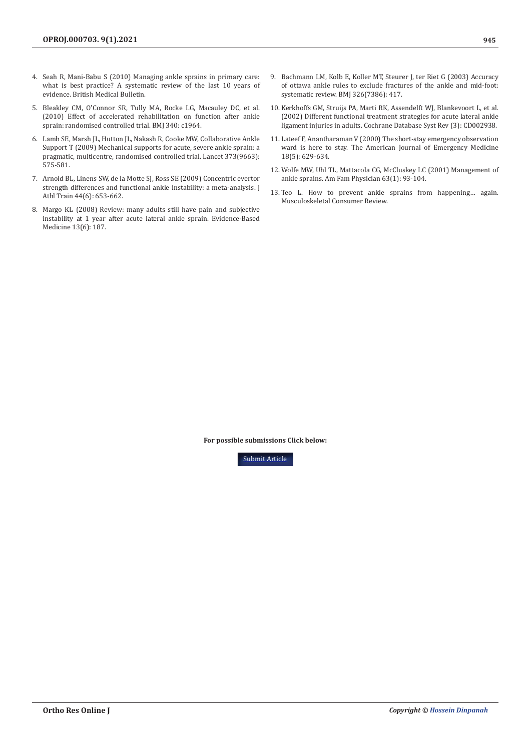4. Seah R, Mani-Babu S (2010) Managing ankle sprains in primary care: what is best practice? A systematic review of the last 10 years of evidence. British Medical Bulletin.
5. Bleakley CM, O'Connor SR, Tully MA, Rocke LG, Macauley DC, et al. (2010) Effect of accelerated rehabilitation on function after ankle sprain: randomised controlled trial. BMJ 340: c1964.
6. Lamb SE, Marsh JL, Hutton JL, Nakash R, Cooke MW, Collaborative Ankle Support T (2009) Mechanical supports for acute, severe ankle sprain: a pragmatic, multicentre, randomised controlled trial. Lancet 373(9663): 575-581.
7. Arnold BL, Linens SW, de la Motte SJ, Ross SE (2009) Concentric evertor strength differences and functional ankle instability: a meta-analysis. J Athl Train 44(6): 653-662.
8. Margo KL (2008) Review: many adults still have pain and subjective instability at 1 year after acute lateral ankle sprain. Evidence-Based Medicine 13(6): 187.
9. Bachmann LM, Kolb E, Koller MT, Steurer J, ter Riet G (2003) Accuracy of ottawa ankle rules to exclude fractures of the ankle and mid-foot: systematic review. BMJ 326(7386): 417.
10. Kerkhoffs GM, Struijs PA, Marti RK, Assendelft WJ, Blankevoort L, et al. (2002) Different functional treatment strategies for acute lateral ankle ligament injuries in adults. Cochrane Database Syst Rev (3): CD002938.
11. Lateef F, Anantharaman V (2000) The short-stay emergency observation ward is here to stay. The American Journal of Emergency Medicine 18(5): 629-634.
12. Wolfe MW, Uhl TL, Mattacola CG, McCluskey LC (2001) Management of ankle sprains. Am Fam Physician 63(1): 93-104.
13. Teo L. How to prevent ankle sprains from happening… again. Musculoskeletal Consumer Review.

**For possible submissions Click below:**

Submit Article